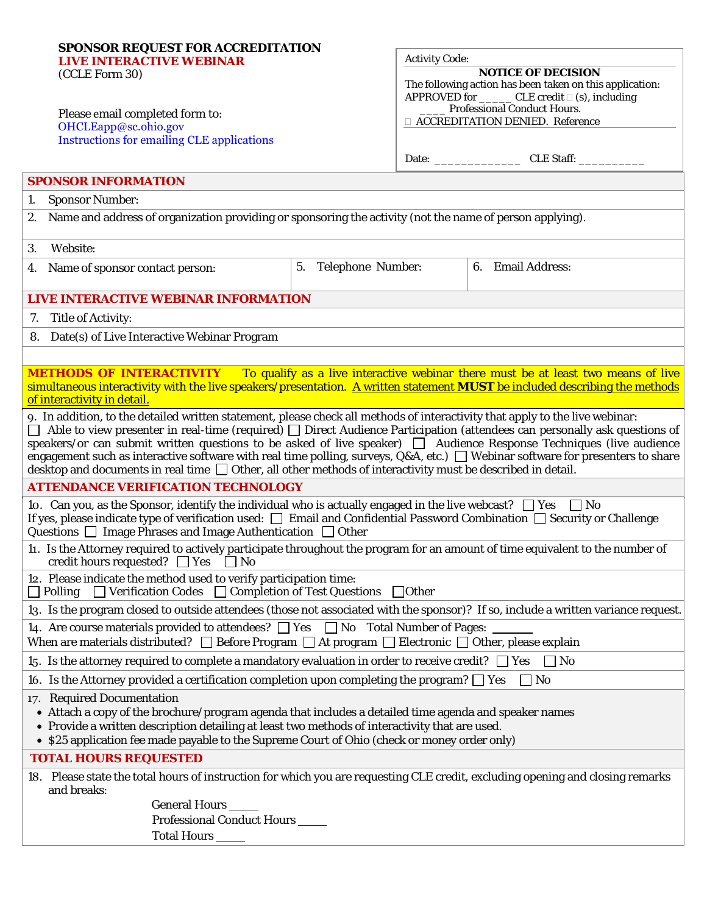**SPONSOR REQUEST FOR ACCREDITATION**
**LIVE INTERACTIVE WEBINAR**
(CCLE Form 30)

Please email completed form to:
OHCLEapp@sc.ohio.gov
Instructions for emailing CLE applications

Activity Code:

**NOTICE OF DECISION**
The following action has been taken on this application:
APPROVED for _____ CLE credit (s), including ____ Professional Conduct Hours.
☐ ACCREDITATION DENIED. Reference

Date: _____________ CLE Staff: __________

## SPONSOR INFORMATION

1. Sponsor Number:
2. Name and address of organization providing or sponsoring the activity (not the name of person applying).
3. Website:
4. Name of sponsor contact person:
5. Telephone Number:
6. Email Address:

## LIVE INTERACTIVE WEBINAR INFORMATION

7. Title of Activity:
8. Date(s) of Live Interactive Webinar Program

**METHODS OF INTERACTIVITY** To qualify as a live interactive webinar there must be at least two means of live simultaneous interactivity with the live speakers/presentation. A written statement **MUST** be included describing the methods of interactivity in detail.

9. In addition, to the detailed written statement, please check all methods of interactivity that apply to the live webinar:
☐ Able to view presenter in real-time (required) ☐ Direct Audience Participation (attendees can personally ask questions of speakers/or can submit written questions to be asked of live speaker) ☐ Audience Response Techniques (live audience engagement such as interactive software with real time polling, surveys, Q&A, etc.) ☐ Webinar software for presenters to share desktop and documents in real time ☐ Other, all other methods of interactivity must be described in detail.

## ATTENDANCE VERIFICATION TECHNOLOGY

10. Can you, as the Sponsor, identify the individual who is actually engaged in the live webcast? ☐ Yes ☐ No
If yes, please indicate type of verification used: ☐ Email and Confidential Password Combination ☐ Security or Challenge Questions ☐ Image Phrases and Image Authentication ☐ Other
11. Is the Attorney required to actively participate throughout the program for an amount of time equivalent to the number of credit hours requested? ☐ Yes ☐ No
12. Please indicate the method used to verify participation time:
☐ Polling ☐ Verification Codes ☐ Completion of Test Questions ☐ Other
13. Is the program closed to outside attendees (those not associated with the sponsor)? If so, include a written variance request.
14. Are course materials provided to attendees? ☐ Yes ☐ No Total Number of Pages: ______
When are materials distributed? ☐ Before Program ☐ At program ☐ Electronic ☐ Other, please explain
15. Is the attorney required to complete a mandatory evaluation in order to receive credit? ☐ Yes ☐ No
16. Is the Attorney provided a certification completion upon completing the program? ☐ Yes ☐ No
17. Required Documentation
   - Attach a copy of the brochure/program agenda that includes a detailed time agenda and speaker names
   - Provide a written description detailing at least two methods of interactivity that are used.
   - $25 application fee made payable to the Supreme Court of Ohio (check or money order only)

## TOTAL HOURS REQUESTED

18. Please state the total hours of instruction for which you are requesting CLE credit, excluding opening and closing remarks and breaks:

General Hours _____
Professional Conduct Hours _____
Total Hours _____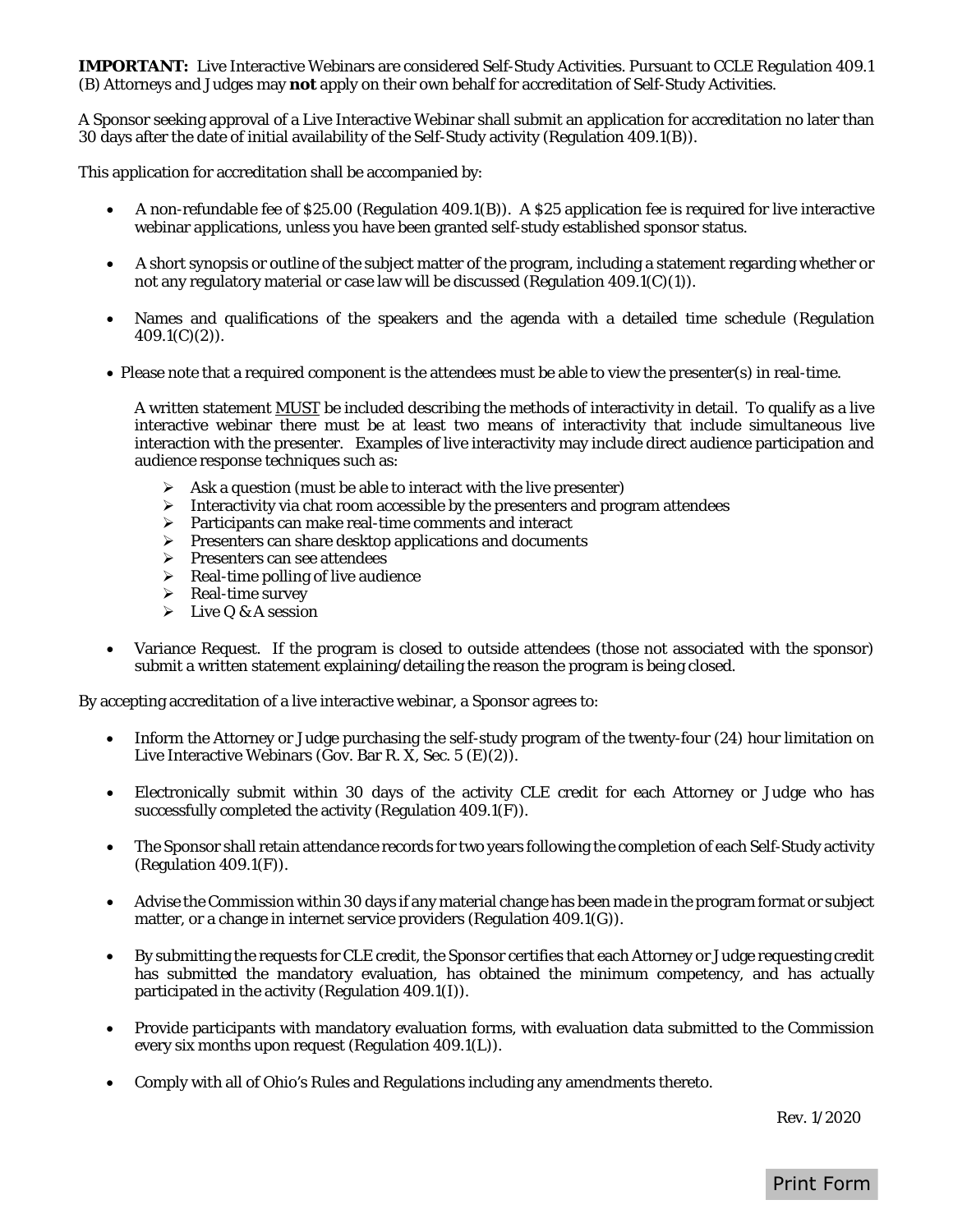**IMPORTANT:** Live Interactive Webinars are considered Self-Study Activities. Pursuant to CCLE Regulation 409.1 (B) Attorneys and Judges may **not** apply on their own behalf for accreditation of Self-Study Activities.

A Sponsor seeking approval of a Live Interactive Webinar shall submit an application for accreditation no later than 30 days after the date of initial availability of the Self-Study activity (Regulation 409.1(B)).

This application for accreditation shall be accompanied by:

- A non-refundable fee of $25.00 (Regulation 409.1(B)). A $25 application fee is required for live interactive webinar applications, unless you have been granted self-study established sponsor status.
- A short synopsis or outline of the subject matter of the program, including a statement regarding whether or not any regulatory material or case law will be discussed (Regulation 409.1(C)(1)).
- Names and qualifications of the speakers and the agenda with a detailed time schedule (Regulation 409.1(C)(2)).
- Please note that a required component is the attendees must be able to view the presenter(s) in real-time.

  A written statement <u>MUST</u> be included describing the methods of interactivity in detail. To qualify as a live interactive webinar there must be at least two means of interactivity that include simultaneous live interaction with the presenter. Examples of live interactivity may include direct audience participation and audience response techniques such as:

  - Ask a question (must be able to interact with the live presenter)
  - Interactivity via chat room accessible by the presenters and program attendees
  - Participants can make real-time comments and interact
  - Presenters can share desktop applications and documents
  - Presenters can see attendees
  - Real-time polling of live audience
  - Real-time survey
  - Live Q & A session

- Variance Request. If the program is closed to outside attendees (those not associated with the sponsor) submit a written statement explaining/detailing the reason the program is being closed.

By accepting accreditation of a live interactive webinar, a Sponsor agrees to:

- Inform the Attorney or Judge purchasing the self-study program of the twenty-four (24) hour limitation on Live Interactive Webinars (Gov. Bar R. X, Sec. 5 (E)(2)).
- Electronically submit within 30 days of the activity CLE credit for each Attorney or Judge who has successfully completed the activity (Regulation 409.1(F)).
- The Sponsor shall retain attendance records for two years following the completion of each Self-Study activity (Regulation 409.1(F)).
- Advise the Commission within 30 days if any material change has been made in the program format or subject matter, or a change in internet service providers (Regulation 409.1(G)).
- By submitting the requests for CLE credit, the Sponsor certifies that each Attorney or Judge requesting credit has submitted the mandatory evaluation, has obtained the minimum competency, and has actually participated in the activity (Regulation 409.1(I)).
- Provide participants with mandatory evaluation forms, with evaluation data submitted to the Commission every six months upon request (Regulation 409.1(L)).
- Comply with all of Ohio's Rules and Regulations including any amendments thereto.

Rev. 1/2020

Print Form